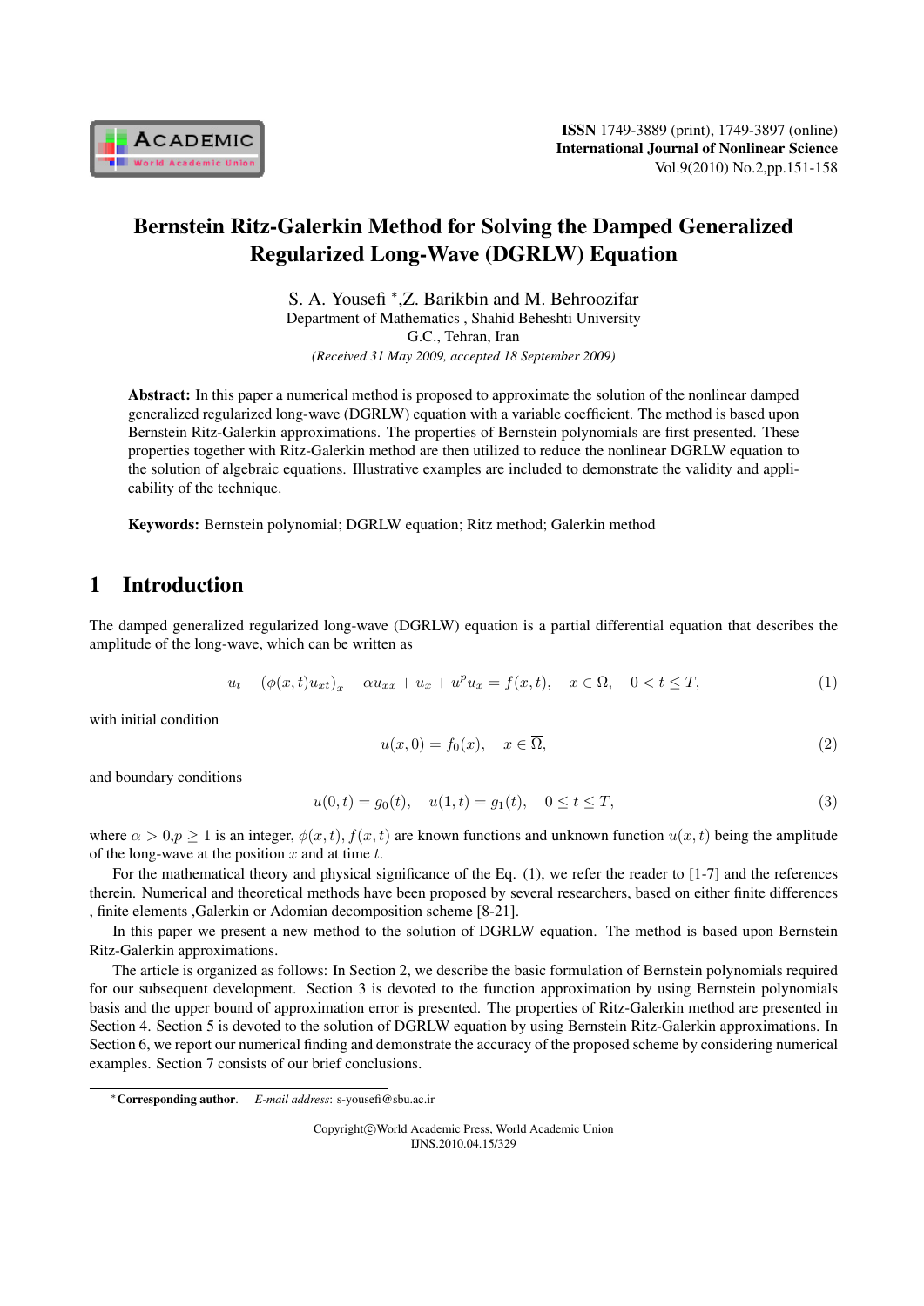# Bernstein Ritz-Galerkin Method for Solving the Damped Generalized Regularized Long-Wave (DGRLW) Equation

S. A. Yousefi *, Z. Barikbin and M. Behroozifar

Department of Mathematics , Shahid Beheshti University

G.C., Tehran, Iran

*(Received 31 May 2009, accepted 18 September 2009)*

**Abstract:** In this paper a numerical method is proposed to approximate the solution of the nonlinear damped generalized regularized long-wave (DGRLW) equation with a variable coefficient. The method is based upon Bernstein Ritz-Galerkin approximations. The properties of Bernstein polynomials are first presented. These properties together with Ritz-Galerkin method are then utilized to reduce the nonlinear DGRLW equation to the solution of algebraic equations. Illustrative examples are included to demonstrate the validity and applicability of the technique.

**Keywords:** Bernstein polynomial; DGRLW equation; Ritz method; Galerkin method

## 1 Introduction

The damped generalized regularized long-wave (DGRLW) equation is a partial differential equation that describes the amplitude of the long-wave, which can be written as

$$u_t - (\phi(x,t)u_{xt})_x - \alpha u_{xx} + u_x + u^p u_x = f(x,t), \quad x \in \Omega, \quad 0 < t \le T, \tag{1}$$

with initial condition

$$u(x,0) = f_0(x), \quad x \in \overline{\Omega}, \tag{2}$$

and boundary conditions

$$u(0,t) = g_0(t), \quad u(1,t) = g_1(t), \quad 0 \le t \le T, \tag{3}$$

where $\alpha > 0$, $p \ge 1$ is an integer, $\phi(x,t)$, $f(x,t)$ are known functions and unknown function $u(x,t)$ being the amplitude of the long-wave at the position $x$ and at time $t$.

For the mathematical theory and physical significance of the Eq. (1), we refer the reader to [1-7] and the references therein. Numerical and theoretical methods have been proposed by several researchers, based on either finite differences , finite elements ,Galerkin or Adomian decomposition scheme [8-21].

In this paper we present a new method to the solution of DGRLW equation. The method is based upon Bernstein Ritz-Galerkin approximations.

The article is organized as follows: In Section 2, we describe the basic formulation of Bernstein polynomials required for our subsequent development. Section 3 is devoted to the function approximation by using Bernstein polynomials basis and the upper bound of approximation error is presented. The properties of Ritz-Galerkin method are presented in Section 4. Section 5 is devoted to the solution of DGRLW equation by using Bernstein Ritz-Galerkin approximations. In Section 6, we report our numerical finding and demonstrate the accuracy of the proposed scheme by considering numerical examples. Section 7 consists of our brief conclusions.

*Corresponding author. *E-mail address*: s-yousefi@sbu.ac.ir

Copyright©World Academic Press, World Academic Union
IJNS.2010.04.15/329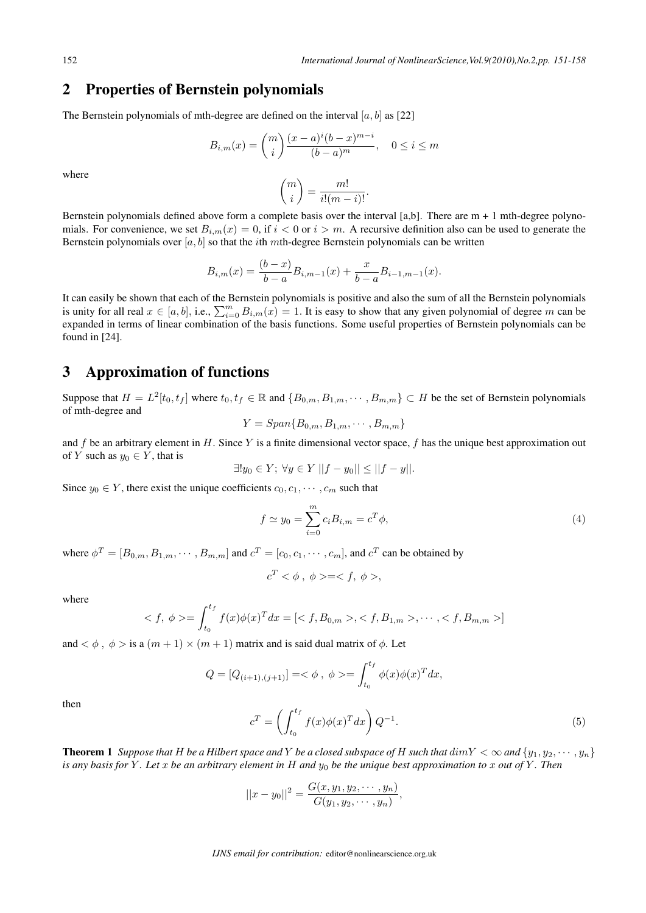## 2 Properties of Bernstein polynomials

The Bernstein polynomials of mth-degree are defined on the interval $[a, b]$ as [22]

$$B_{i,m}(x) = \binom{m}{i} \frac{(x-a)^i (b-x)^{m-i}}{(b-a)^m}, \quad 0 \leq i \leq m$$

where

$$\binom{m}{i} = \frac{m!}{i!(m-i)!}.$$

Bernstein polynomials defined above form a complete basis over the interval [a,b]. There are m + 1 mth-degree polynomials. For convenience, we set $B_{i,m}(x) = 0$, if $i < 0$ or $i > m$. A recursive definition also can be used to generate the Bernstein polynomials over $[a, b]$ so that the $i$th $m$th-degree Bernstein polynomials can be written

$$B_{i,m}(x) = \frac{(b-x)}{b-a} B_{i,m-1}(x) + \frac{x}{b-a} B_{i-1,m-1}(x).$$

It can easily be shown that each of the Bernstein polynomials is positive and also the sum of all the Bernstein polynomials is unity for all real $x \in [a, b]$, i.e., $\sum_{i=0}^{m} B_{i,m}(x) = 1$. It is easy to show that any given polynomial of degree $m$ can be expanded in terms of linear combination of the basis functions. Some useful properties of Bernstein polynomials can be found in [24].

## 3 Approximation of functions

Suppose that $H = L^2[t_0, t_f]$ where $t_0, t_f \in \mathbb{R}$ and $\{B_{0,m}, B_{1,m}, \cdots, B_{m,m}\} \subset H$ be the set of Bernstein polynomials of mth-degree and

$$Y = Span\{B_{0,m}, B_{1,m}, \cdots, B_{m,m}\}$$

and $f$ be an arbitrary element in $H$. Since $Y$ is a finite dimensional vector space, $f$ has the unique best approximation out of $Y$ such as $y_0 \in Y$, that is

$$\exists! y_0 \in Y; \; \forall y \in Y \; ||f - y_0|| \leq ||f - y||.$$

Since $y_0 \in Y$, there exist the unique coefficients $c_0, c_1, \cdots, c_m$ such that

$$f \simeq y_0 = \sum_{i=0}^{m} c_i B_{i,m} = c^T \phi, \tag{4}$$

where $\phi^T = [B_{0,m}, B_{1,m}, \cdots, B_{m,m}]$ and $c^T = [c_0, c_1, \cdots, c_m]$, and $c^T$ can be obtained by

$$c^T < \phi \, , \, \phi > = < f, \, \phi >,$$

where

$$< f, \, \phi > = \int_{t_0}^{t_f} f(x) \phi(x)^T dx = [< f, B_{0,m} >, < f, B_{1,m} >, \cdots, < f, B_{m,m} >]$$

and $< \phi \, , \, \phi >$ is a $(m+1) \times (m+1)$ matrix and is said dual matrix of $\phi$. Let

$$Q = [Q_{(i+1),(j+1)}] = < \phi \, , \, \phi > = \int_{t_0}^{t_f} \phi(x) \phi(x)^T dx,$$

then

$$c^T = \left( \int_{t_0}^{t_f} f(x) \phi(x)^T dx \right) Q^{-1}. \tag{5}$$

**Theorem 1** *Suppose that $H$ be a Hilbert space and $Y$ be a closed subspace of $H$ such that $dim Y < \infty$ and $\{y_1, y_2, \cdots, y_n\}$ is any basis for $Y$. Let $x$ be an arbitrary element in $H$ and $y_0$ be the unique best approximation to $x$ out of $Y$. Then*

$$||x - y_0||^2 = \frac{G(x, y_1, y_2, \cdots, y_n)}{G(y_1, y_2, \cdots, y_n)},$$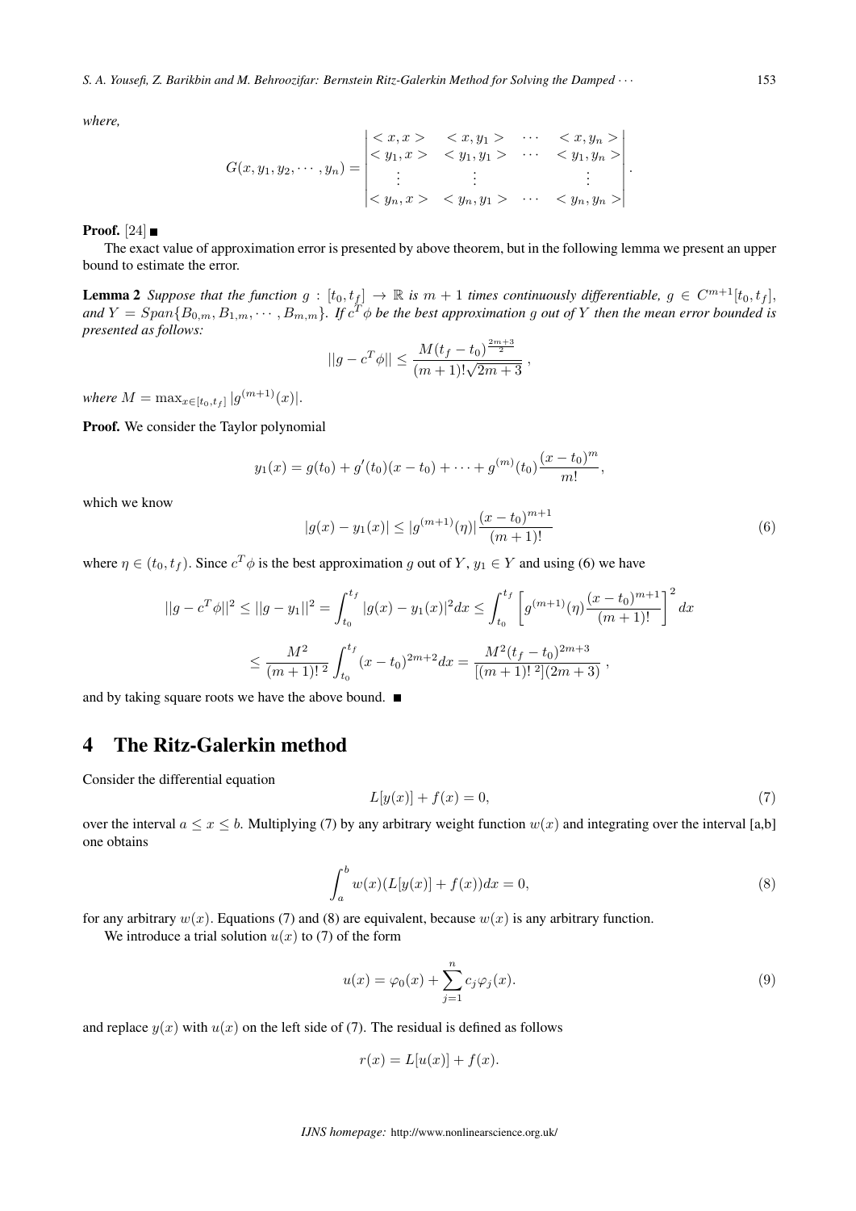*where,*

$$G(x,y_1,y_2,\cdots,y_n)=\begin{vmatrix} <x,x> & <x,y_1> & \cdots & <x,y_n> \\ <y_1,x> & <y_1,y_1> & \cdots & <y_1,y_n> \\ \vdots & \vdots & & \vdots \\ <y_n,x> & <y_n,y_1> & \cdots & <y_n,y_n> \end{vmatrix}.$$

**Proof.** [24] ■

The exact value of approximation error is presented by above theorem, but in the following lemma we present an upper bound to estimate the error.

**Lemma 2** *Suppose that the function* $g : [t_0,t_f] \to \mathbb{R}$ *is* $m+1$ *times continuously differentiable,* $g \in C^{m+1}[t_0,t_f]$*, and* $Y = Span\{B_{0,m}, B_{1,m}, \cdots, B_{m,m}\}$*. If* $c^T\phi$ *be the best approximation* $g$ *out of* $Y$ *then the mean error bounded is presented as follows:*

$$||g - c^T\phi|| \leq \frac{M(t_f-t_0)^{\frac{2m+3}{2}}}{(m+1)!\sqrt{2m+3}},$$

*where* $M = \max_{x\in[t_0,t_f]} |g^{(m+1)}(x)|$.

**Proof.** We consider the Taylor polynomial

$$y_1(x) = g(t_0) + g'(t_0)(x-t_0) + \cdots + g^{(m)}(t_0)\frac{(x-t_0)^m}{m!},$$

which we know

$$|g(x) - y_1(x)| \leq |g^{(m+1)}(\eta)|\frac{(x-t_0)^{m+1}}{(m+1)!} \tag{6}$$

where $\eta \in (t_0,t_f)$. Since $c^T\phi$ is the best approximation $g$ out of $Y$, $y_1 \in Y$ and using (6) we have

$$||g - c^T\phi||^2 \leq ||g-y_1||^2 = \int_{t_0}^{t_f} |g(x)-y_1(x)|^2 dx \leq \int_{t_0}^{t_f}\left[g^{(m+1)}(\eta)\frac{(x-t_0)^{m+1}}{(m+1)!}\right]^2 dx$$

$$\leq \frac{M^2}{(m+1)!^{\,2}}\int_{t_0}^{t_f}(x-t_0)^{2m+2}dx = \frac{M^2(t_f-t_0)^{2m+3}}{[(m+1)!^{\,2}](2m+3)},$$

and by taking square roots we have the above bound. ■

# 4 The Ritz-Galerkin method

Consider the differential equation

$$L[y(x)] + f(x) = 0, \tag{7}$$

over the interval $a \leq x \leq b$. Multiplying (7) by any arbitrary weight function $w(x)$ and integrating over the interval [a,b] one obtains

$$\int_a^b w(x)(L[y(x)] + f(x))dx = 0, \tag{8}$$

for any arbitrary $w(x)$. Equations (7) and (8) are equivalent, because $w(x)$ is any arbitrary function.

We introduce a trial solution $u(x)$ to (7) of the form

$$u(x) = \varphi_0(x) + \sum_{j=1}^{n} c_j\varphi_j(x). \tag{9}$$

and replace $y(x)$ with $u(x)$ on the left side of (7). The residual is defined as follows

$$r(x) = L[u(x)] + f(x).$$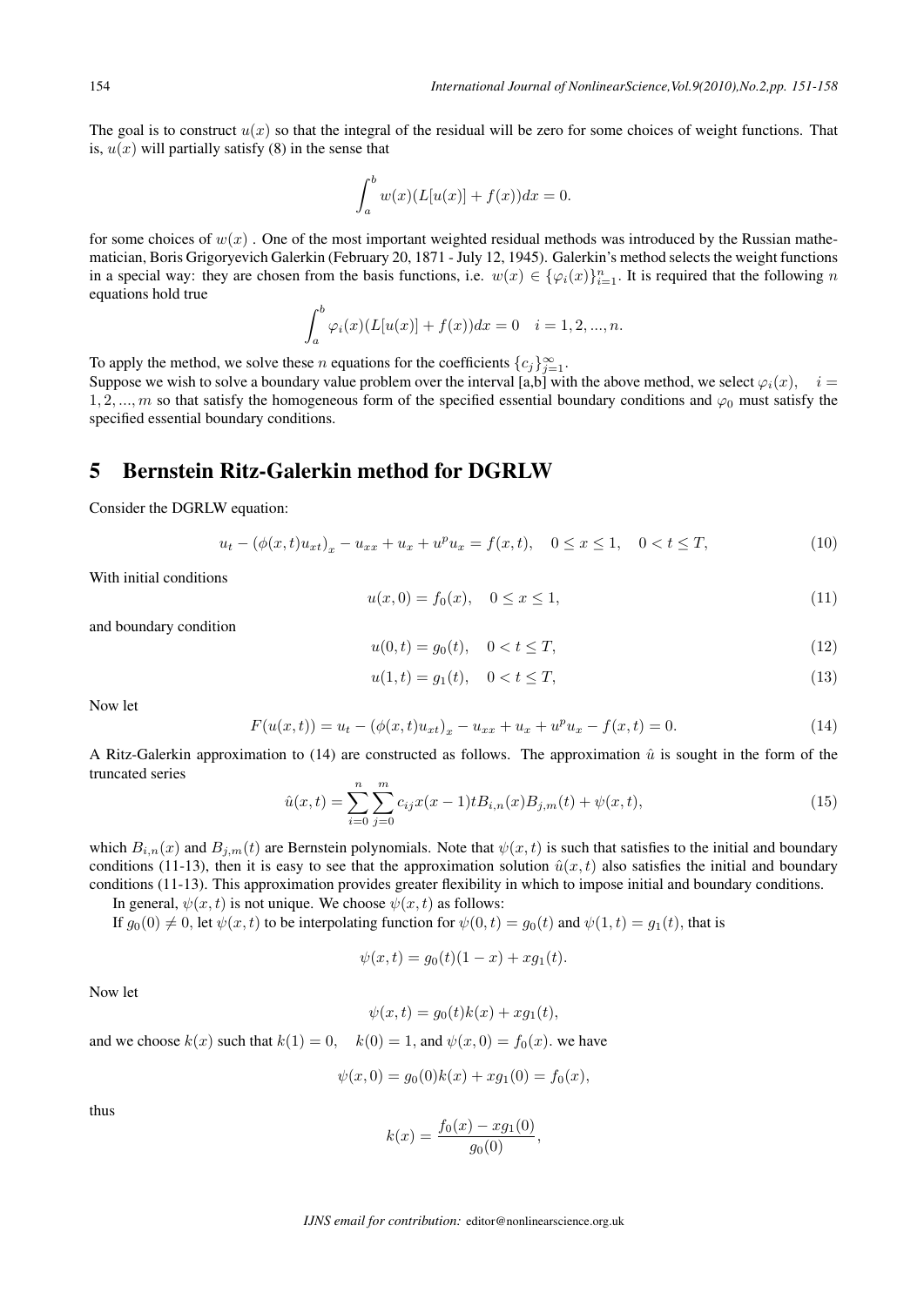The goal is to construct $u(x)$ so that the integral of the residual will be zero for some choices of weight functions. That is, $u(x)$ will partially satisfy (8) in the sense that

$$\int_a^b w(x)(L[u(x)] + f(x))dx = 0.$$

for some choices of $w(x)$ . One of the most important weighted residual methods was introduced by the Russian mathematician, Boris Grigoryevich Galerkin (February 20, 1871 - July 12, 1945). Galerkin's method selects the weight functions in a special way: they are chosen from the basis functions, i.e. $w(x) \in \{\varphi_i(x)\}_{i=1}^n$. It is required that the following $n$ equations hold true

$$\int_a^b \varphi_i(x)(L[u(x)] + f(x))dx = 0 \quad i = 1, 2, ..., n.$$

To apply the method, we solve these $n$ equations for the coefficients $\{c_j\}_{j=1}^{\infty}$.

Suppose we wish to solve a boundary value problem over the interval [a,b] with the above method, we select $\varphi_i(x), \quad i = 1, 2, ..., m$ so that satisfy the homogeneous form of the specified essential boundary conditions and $\varphi_0$ must satisfy the specified essential boundary conditions.

## 5 Bernstein Ritz-Galerkin method for DGRLW

Consider the DGRLW equation:

$$u_t - (\phi(x,t)u_{xt})_x - u_{xx} + u_x + u^p u_x = f(x,t), \quad 0 \leq x \leq 1, \quad 0 < t \leq T, \tag{10}$$

With initial conditions

$$u(x, 0) = f_0(x), \quad 0 \leq x \leq 1, \tag{11}$$

and boundary condition

$$u(0, t) = g_0(t), \quad 0 < t \leq T, \tag{12}$$

$$u(1, t) = g_1(t), \quad 0 < t \leq T, \tag{13}$$

Now let

$$F(u(x,t)) = u_t - (\phi(x,t)u_{xt})_x - u_{xx} + u_x + u^p u_x - f(x,t) = 0. \tag{14}$$

A Ritz-Galerkin approximation to (14) are constructed as follows. The approximation $\hat{u}$ is sought in the form of the truncated series

$$\hat{u}(x,t) = \sum_{i=0}^{n} \sum_{j=0}^{m} c_{ij} x(x-1) t B_{i,n}(x) B_{j,m}(t) + \psi(x,t), \tag{15}$$

which $B_{i,n}(x)$ and $B_{j,m}(t)$ are Bernstein polynomials. Note that $\psi(x,t)$ is such that satisfies to the initial and boundary conditions (11-13), then it is easy to see that the approximation solution $\hat{u}(x,t)$ also satisfies the initial and boundary conditions (11-13). This approximation provides greater flexibility in which to impose initial and boundary conditions.

In general, $\psi(x,t)$ is not unique. We choose $\psi(x,t)$ as follows:

If $g_0(0) \neq 0$, let $\psi(x,t)$ to be interpolating function for $\psi(0,t) = g_0(t)$ and $\psi(1,t) = g_1(t)$, that is

$$\psi(x,t) = g_0(t)(1-x) + xg_1(t).$$

Now let

$$\psi(x,t) = g_0(t)k(x) + xg_1(t),$$

and we choose $k(x)$ such that $k(1) = 0, \quad k(0) = 1$, and $\psi(x, 0) = f_0(x)$. we have

$$\psi(x, 0) = g_0(0)k(x) + xg_1(0) = f_0(x),$$

thus

$$k(x) = \frac{f_0(x) - xg_1(0)}{g_0(0)},$$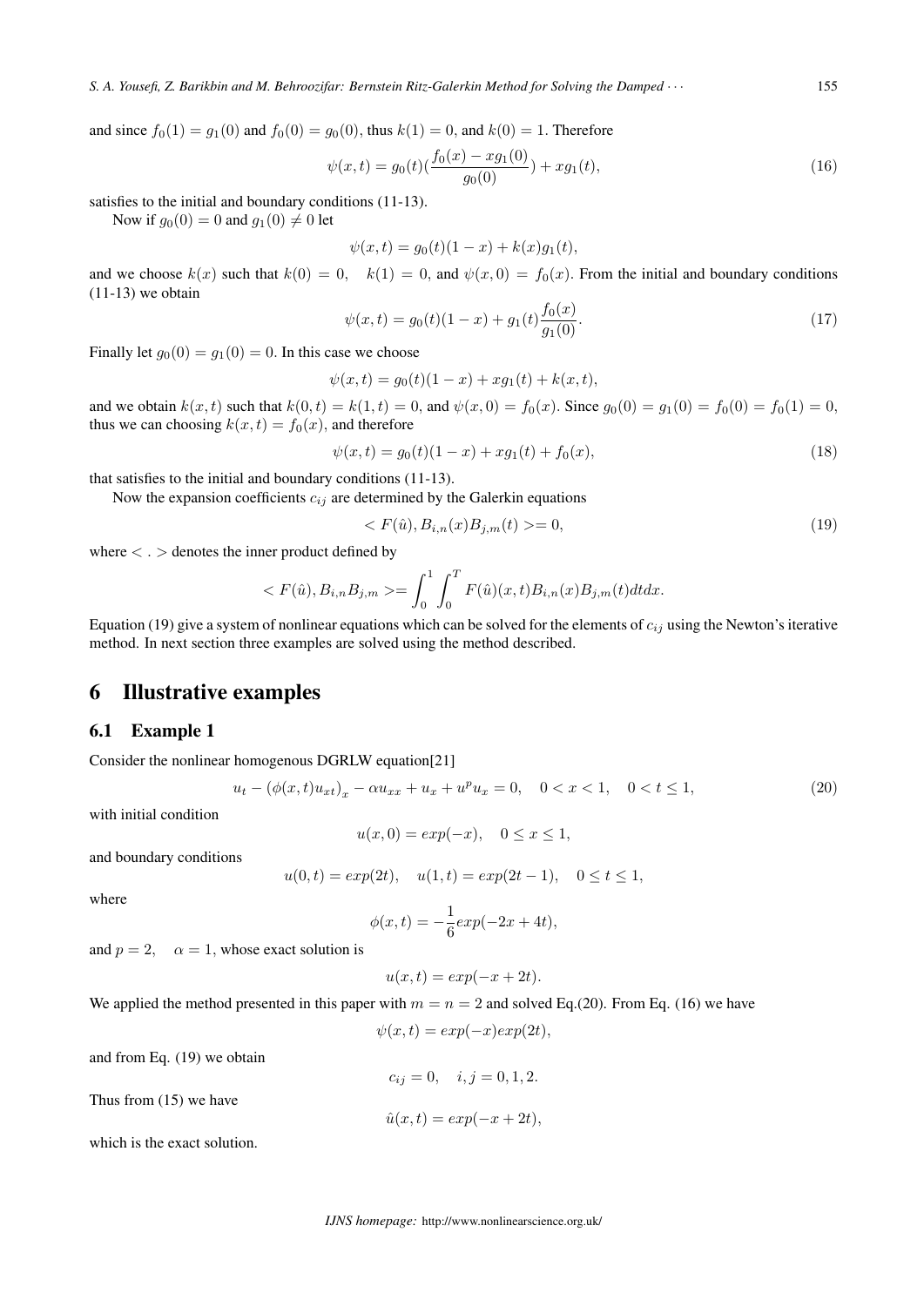and since $f_0(1) = g_1(0)$ and $f_0(0) = g_0(0)$, thus $k(1) = 0$, and $k(0) = 1$. Therefore

$$\psi(x,t) = g_0(t)(\frac{f_0(x) - xg_1(0)}{g_0(0)}) + xg_1(t), \tag{16}$$

satisfies to the initial and boundary conditions (11-13).

Now if $g_0(0) = 0$ and $g_1(0) \neq 0$ let

$$\psi(x,t) = g_0(t)(1-x) + k(x)g_1(t),$$

and we choose $k(x)$ such that $k(0) = 0$, $\quad k(1) = 0$, and $\psi(x,0) = f_0(x)$. From the initial and boundary conditions (11-13) we obtain

$$\psi(x,t) = g_0(t)(1-x) + g_1(t)\frac{f_0(x)}{g_1(0)}. \tag{17}$$

Finally let $g_0(0) = g_1(0) = 0$. In this case we choose

$$\psi(x,t) = g_0(t)(1-x) + xg_1(t) + k(x,t),$$

and we obtain $k(x,t)$ such that $k(0,t) = k(1,t) = 0$, and $\psi(x,0) = f_0(x)$. Since $g_0(0) = g_1(0) = f_0(0) = f_0(1) = 0$, thus we can choosing $k(x,t) = f_0(x)$, and therefore

$$\psi(x,t) = g_0(t)(1-x) + xg_1(t) + f_0(x), \tag{18}$$

that satisfies to the initial and boundary conditions (11-13).

Now the expansion coefficients $c_{ij}$ are determined by the Galerkin equations

$$< F(\hat{u}), B_{i,n}(x)B_{j,m}(t) >= 0, \tag{19}$$

where $< . >$ denotes the inner product defined by

$$< F(\hat{u}), B_{i,n}B_{j,m} >= \int_0^1 \int_0^T F(\hat{u})(x,t)B_{i,n}(x)B_{j,m}(t)dtdx.$$

Equation (19) give a system of nonlinear equations which can be solved for the elements of $c_{ij}$ using the Newton's iterative method. In next section three examples are solved using the method described.

## 6 Illustrative examples

### 6.1 Example 1

Consider the nonlinear homogenous DGRLW equation[21]

$$u_t - (\phi(x,t)u_{xt})_x - \alpha u_{xx} + u_x + u^p u_x = 0, \quad 0 < x < 1, \quad 0 < t \leq 1, \tag{20}$$

with initial condition

$$u(x,0) = exp(-x), \quad 0 \leq x \leq 1,$$

and boundary conditions

$$u(0,t) = exp(2t), \quad u(1,t) = exp(2t-1), \quad 0 \leq t \leq 1,$$

where

$$\phi(x,t) = -\frac{1}{6}exp(-2x + 4t),$$

and $p = 2$, $\quad \alpha = 1$, whose exact solution is

$$u(x,t) = exp(-x + 2t).$$

We applied the method presented in this paper with $m = n = 2$ and solved Eq.(20). From Eq. (16) we have

$$\psi(x,t) = exp(-x)exp(2t),$$

and from Eq. (19) we obtain

$$c_{ij} = 0, \quad i,j = 0,1,2.$$

Thus from (15) we have

$$\hat{u}(x,t) = exp(-x + 2t),$$

which is the exact solution.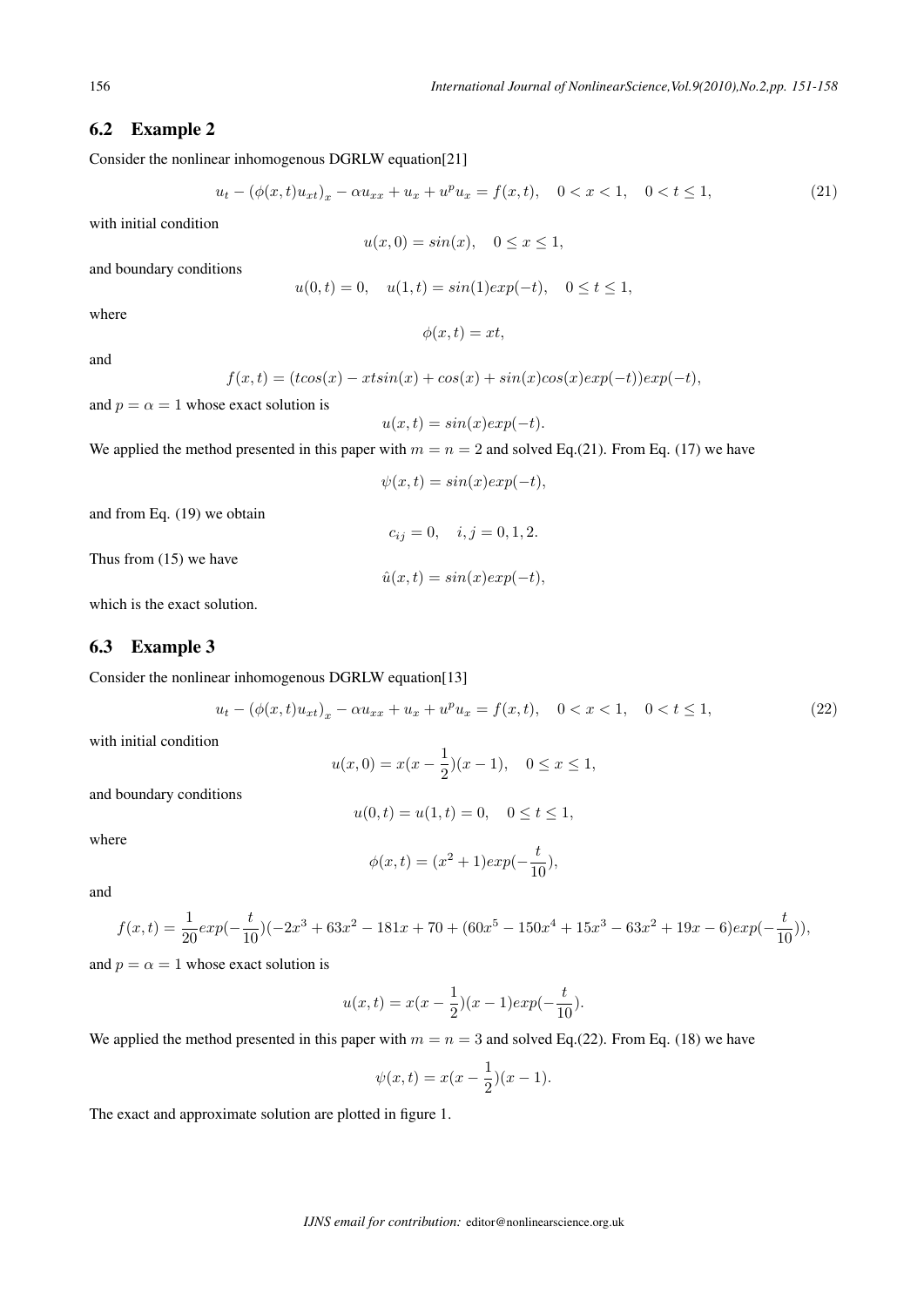### 6.2 Example 2

Consider the nonlinear inhomogenous DGRLW equation[21]

$$u_t - (\phi(x,t)u_{xt})_x - \alpha u_{xx} + u_x + u^p u_x = f(x,t), \quad 0 < x < 1, \quad 0 < t \leq 1, \tag{21}$$

with initial condition

$$u(x,0) = sin(x), \quad 0 \leq x \leq 1,$$

and boundary conditions

$$u(0,t) = 0, \quad u(1,t) = sin(1)exp(-t), \quad 0 \leq t \leq 1,$$

where

$$\phi(x,t) = xt,$$

and

$$f(x,t) = (tcos(x) - xtsin(x) + cos(x) + sin(x)cos(x)exp(-t))exp(-t),$$

and $p = \alpha = 1$ whose exact solution is

$$u(x,t) = sin(x)exp(-t).$$

We applied the method presented in this paper with $m = n = 2$ and solved Eq.(21). From Eq. (17) we have

$$\psi(x,t) = sin(x)exp(-t),$$

and from Eq. (19) we obtain

$$c_{ij} = 0, \quad i,j = 0,1,2.$$

Thus from (15) we have

$$\hat{u}(x,t) = sin(x)exp(-t),$$

which is the exact solution.

### 6.3 Example 3

Consider the nonlinear inhomogenous DGRLW equation[13]

$$u_t - (\phi(x,t)u_{xt})_x - \alpha u_{xx} + u_x + u^p u_x = f(x,t), \quad 0 < x < 1, \quad 0 < t \leq 1, \tag{22}$$

with initial condition

$$u(x,0) = x(x - \frac{1}{2})(x-1), \quad 0 \leq x \leq 1,$$

and boundary conditions

$$u(0,t) = u(1,t) = 0, \quad 0 \leq t \leq 1,$$

where

$$\phi(x,t) = (x^2+1)exp(-\frac{t}{10}),$$

and

$$f(x,t) = \frac{1}{20}exp(-\frac{t}{10})(-2x^3 + 63x^2 - 181x + 70 + (60x^5 - 150x^4 + 15x^3 - 63x^2 + 19x - 6)exp(-\frac{t}{10})),$$

and $p = \alpha = 1$ whose exact solution is

$$u(x,t) = x(x - \frac{1}{2})(x-1)exp(-\frac{t}{10}).$$

We applied the method presented in this paper with $m = n = 3$ and solved Eq.(22). From Eq. (18) we have

$$\psi(x,t) = x(x - \frac{1}{2})(x-1).$$

The exact and approximate solution are plotted in figure 1.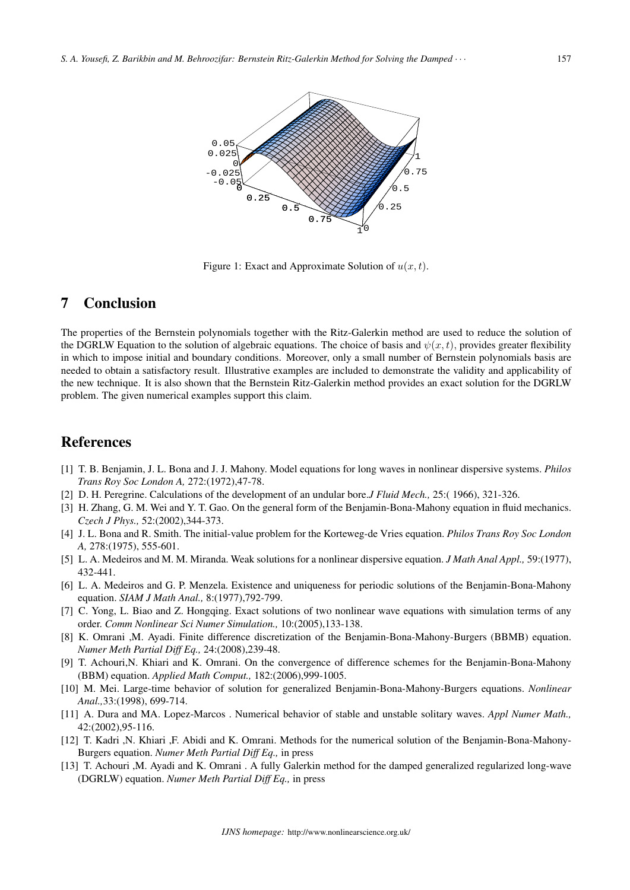Figure 1: Exact and Approximate Solution of $u(x, t)$.

## 7 Conclusion

The properties of the Bernstein polynomials together with the Ritz-Galerkin method are used to reduce the solution of the DGRLW Equation to the solution of algebraic equations. The choice of basis and $\psi(x, t)$, provides greater flexibility in which to impose initial and boundary conditions. Moreover, only a small number of Bernstein polynomials basis are needed to obtain a satisfactory result. Illustrative examples are included to demonstrate the validity and applicability of the new technique. It is also shown that the Bernstein Ritz-Galerkin method provides an exact solution for the DGRLW problem. The given numerical examples support this claim.

## References

[1] T. B. Benjamin, J. L. Bona and J. J. Mahony. Model equations for long waves in nonlinear dispersive systems. *Philos Trans Roy Soc London A,* 272:(1972),47-78.

[2] D. H. Peregrine. Calculations of the development of an undular bore.*J Fluid Mech.,* 25:( 1966), 321-326.

[3] H. Zhang, G. M. Wei and Y. T. Gao. On the general form of the Benjamin-Bona-Mahony equation in fluid mechanics. *Czech J Phys.,* 52:(2002),344-373.

[4] J. L. Bona and R. Smith. The initial-value problem for the Korteweg-de Vries equation. *Philos Trans Roy Soc London A,* 278:(1975), 555-601.

[5] L. A. Medeiros and M. M. Miranda. Weak solutions for a nonlinear dispersive equation. *J Math Anal Appl.,* 59:(1977), 432-441.

[6] L. A. Medeiros and G. P. Menzela. Existence and uniqueness for periodic solutions of the Benjamin-Bona-Mahony equation. *SIAM J Math Anal.,* 8:(1977),792-799.

[7] C. Yong, L. Biao and Z. Hongqing. Exact solutions of two nonlinear wave equations with simulation terms of any order. *Comm Nonlinear Sci Numer Simulation.,* 10:(2005),133-138.

[8] K. Omrani ,M. Ayadi. Finite difference discretization of the Benjamin-Bona-Mahony-Burgers (BBMB) equation. *Numer Meth Partial Diff Eq.,* 24:(2008),239-48.

[9] T. Achouri,N. Khiari and K. Omrani. On the convergence of difference schemes for the Benjamin-Bona-Mahony (BBM) equation. *Applied Math Comput.,* 182:(2006),999-1005.

[10] M. Mei. Large-time behavior of solution for generalized Benjamin-Bona-Mahony-Burgers equations. *Nonlinear Anal.,*33:(1998), 699-714.

[11] A. Dura and MA. Lopez-Marcos . Numerical behavior of stable and unstable solitary waves. *Appl Numer Math.,* 42:(2002),95-116.

[12] T. Kadri ,N. Khiari ,F. Abidi and K. Omrani. Methods for the numerical solution of the Benjamin-Bona-Mahony-Burgers equation. *Numer Meth Partial Diff Eq.,* in press

[13] T. Achouri ,M. Ayadi and K. Omrani . A fully Galerkin method for the damped generalized regularized long-wave (DGRLW) equation. *Numer Meth Partial Diff Eq.,* in press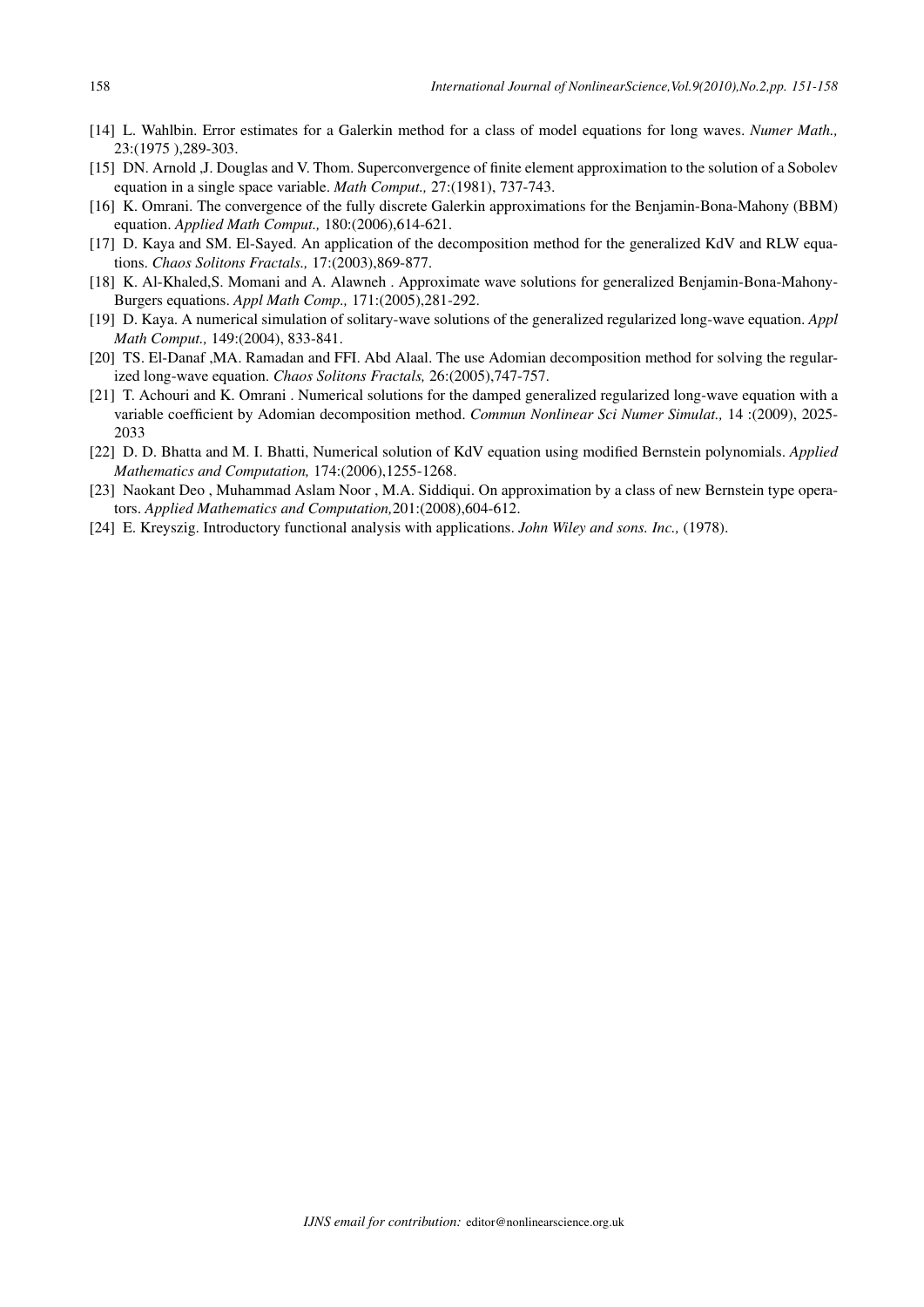[14] L. Wahlbin. Error estimates for a Galerkin method for a class of model equations for long waves. *Numer Math.,* 23:(1975 ),289-303.

[15] DN. Arnold ,J. Douglas and V. Thom. Superconvergence of finite element approximation to the solution of a Sobolev equation in a single space variable. *Math Comput.,* 27:(1981), 737-743.

[16] K. Omrani. The convergence of the fully discrete Galerkin approximations for the Benjamin-Bona-Mahony (BBM) equation. *Applied Math Comput.,* 180:(2006),614-621.

[17] D. Kaya and SM. El-Sayed. An application of the decomposition method for the generalized KdV and RLW equations. *Chaos Solitons Fractals.,* 17:(2003),869-877.

[18] K. Al-Khaled,S. Momani and A. Alawneh . Approximate wave solutions for generalized Benjamin-Bona-Mahony-Burgers equations. *Appl Math Comp.,* 171:(2005),281-292.

[19] D. Kaya. A numerical simulation of solitary-wave solutions of the generalized regularized long-wave equation. *Appl Math Comput.,* 149:(2004), 833-841.

[20] TS. El-Danaf ,MA. Ramadan and FFI. Abd Alaal. The use Adomian decomposition method for solving the regularized long-wave equation. *Chaos Solitons Fractals,* 26:(2005),747-757.

[21] T. Achouri and K. Omrani . Numerical solutions for the damped generalized regularized long-wave equation with a variable coefficient by Adomian decomposition method. *Commun Nonlinear Sci Numer Simulat.,* 14 :(2009), 2025-2033

[22] D. D. Bhatta and M. I. Bhatti, Numerical solution of KdV equation using modified Bernstein polynomials. *Applied Mathematics and Computation,* 174:(2006),1255-1268.

[23] Naokant Deo , Muhammad Aslam Noor , M.A. Siddiqui. On approximation by a class of new Bernstein type operators. *Applied Mathematics and Computation,*201:(2008),604-612.

[24] E. Kreyszig. Introductory functional analysis with applications. *John Wiley and sons. Inc.,* (1978).